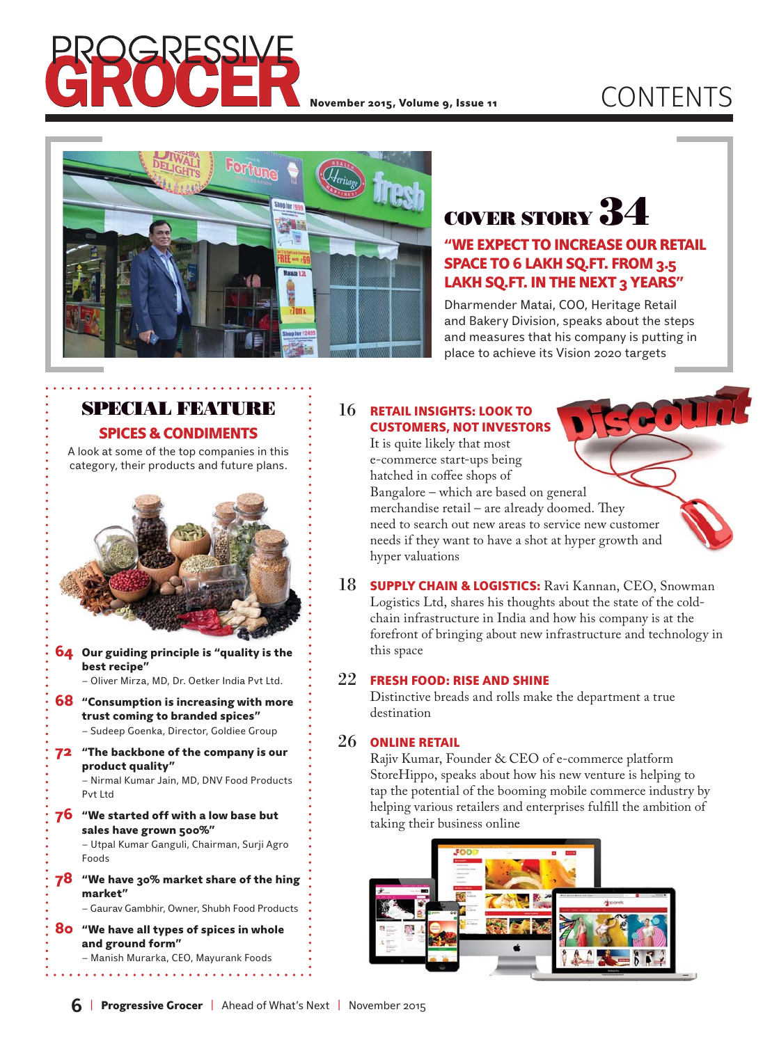# CONTENTS

## COVER STORY 34

### "WE EXPECT TO INCREASE OUR RETAIL SPACE TO 6 LAKH SQ.FT. FROM 3.5 LAKH SQ.FT. IN THE NEXT 3 YEARS"

Dharmender Matai, COO, Heritage Retail and Bakery Division, speaks about the steps and measures that his company is putting in place to achieve its Vision 2020 targets

## SPECIAL FEATURE

### SPICES & CONDIMENTS

A look at some of the top companies in this category, their products and future plans.

**64** **Our guiding principle is "quality is the best recipe"**
– Oliver Mirza, MD, Dr. Oetker India Pvt Ltd.

**68** **"Consumption is increasing with more trust coming to branded spices"**
– Sudeep Goenka, Director, Goldiee Group

**72** **"The backbone of the company is our product quality"**
– Nirmal Kumar Jain, MD, DNV Food Products Pvt Ltd

**76** **"We started off with a low base but sales have grown 500%"**
– Utpal Kumar Ganguli, Chairman, Surji Agro Foods

**78** **"We have 30% market share of the hing market"**
– Gaurav Gambhir, Owner, Shubh Food Products

**80** **"We have all types of spices in whole and ground form"**
– Manish Murarka, CEO, Mayurank Foods

**16** **RETAIL INSIGHTS: LOOK TO CUSTOMERS, NOT INVESTORS**
It is quite likely that most e-commerce start-ups being hatched in coffee shops of Bangalore – which are based on general merchandise retail – are already doomed. They need to search out new areas to service new customer needs if they want to have a shot at hyper growth and hyper valuations

**18** **SUPPLY CHAIN & LOGISTICS:** Ravi Kannan, CEO, Snowman Logistics Ltd, shares his thoughts about the state of the cold-chain infrastructure in India and how his company is at the forefront of bringing about new infrastructure and technology in this space

**22** **FRESH FOOD: RISE AND SHINE**
Distinctive breads and rolls make the department a true destination

**26** **ONLINE RETAIL**
Rajiv Kumar, Founder & CEO of e-commerce platform StoreHippo, speaks about how his new venture is helping to tap the potential of the booming mobile commerce industry by helping various retailers and enterprises fulfill the ambition of taking their business online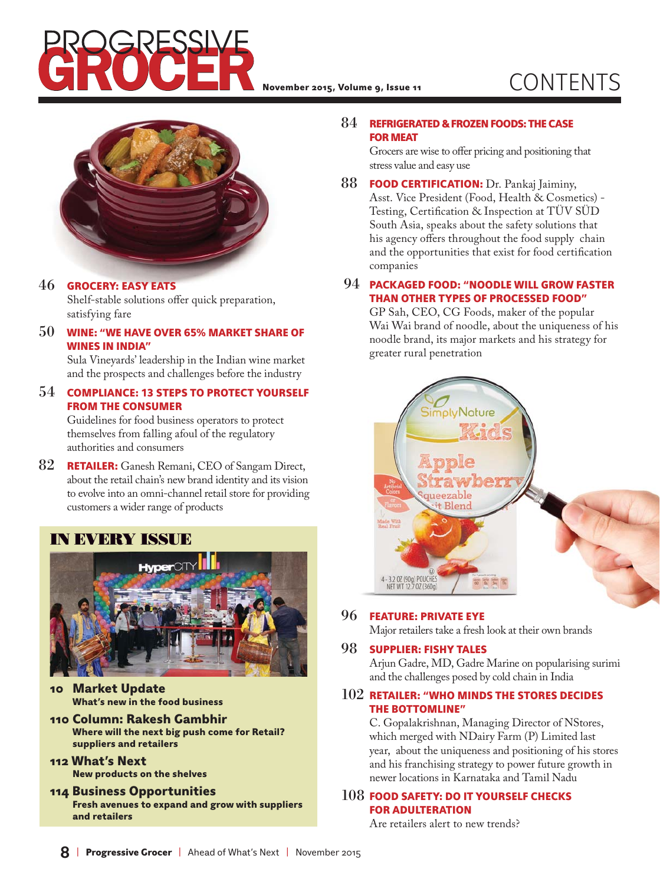# PROGRESSIVE GROCER

November 2015, Volume 9, Issue 11

# CONTENTS

**46 GROCERY: EASY EATS**
Shelf-stable solutions offer quick preparation, satisfying fare

**50 WINE: "WE HAVE OVER 65% MARKET SHARE OF WINES IN INDIA"**
Sula Vineyards' leadership in the Indian wine market and the prospects and challenges before the industry

**54 COMPLIANCE: 13 STEPS TO PROTECT YOURSELF FROM THE CONSUMER**
Guidelines for food business operators to protect themselves from falling afoul of the regulatory authorities and consumers

**82 RETAILER:** Ganesh Remani, CEO of Sangam Direct, about the retail chain's new brand identity and its vision to evolve into an omni-channel retail store for providing customers a wider range of products

## IN EVERY ISSUE

**10 Market Update**
**What's new in the food business**

**110 Column: Rakesh Gambhir**
**Where will the next big push come for Retail? suppliers and retailers**

**112 What's Next**
**New products on the shelves**

**114 Business Opportunities**
**Fresh avenues to expand and grow with suppliers and retailers**

**84 REFRIGERATED & FROZEN FOODS: THE CASE FOR MEAT**
Grocers are wise to offer pricing and positioning that stress value and easy use

**88 FOOD CERTIFICATION:** Dr. Pankaj Jaiminy, Asst. Vice President (Food, Health & Cosmetics) - Testing, Certification & Inspection at TÜV SÜD South Asia, speaks about the safety solutions that his agency offers throughout the food supply chain and the opportunities that exist for food certification companies

**94 PACKAGED FOOD: "NOODLE WILL GROW FASTER THAN OTHER TYPES OF PROCESSED FOOD"**
GP Sah, CEO, CG Foods, maker of the popular Wai Wai brand of noodle, about the uniqueness of his noodle brand, its major markets and his strategy for greater rural penetration

**96 FEATURE: PRIVATE EYE**
Major retailers take a fresh look at their own brands

**98 SUPPLIER: FISHY TALES**
Arjun Gadre, MD, Gadre Marine on popularising surimi and the challenges posed by cold chain in India

**102 RETAILER: "WHO MINDS THE STORES DECIDES THE BOTTOMLINE"**
C. Gopalakrishnan, Managing Director of NStores, which merged with NDairy Farm (P) Limited last year, about the uniqueness and positioning of his stores and his franchising strategy to power future growth in newer locations in Karnataka and Tamil Nadu

**108 FOOD SAFETY: DO IT YOURSELF CHECKS FOR ADULTERATION**
Are retailers alert to new trends?